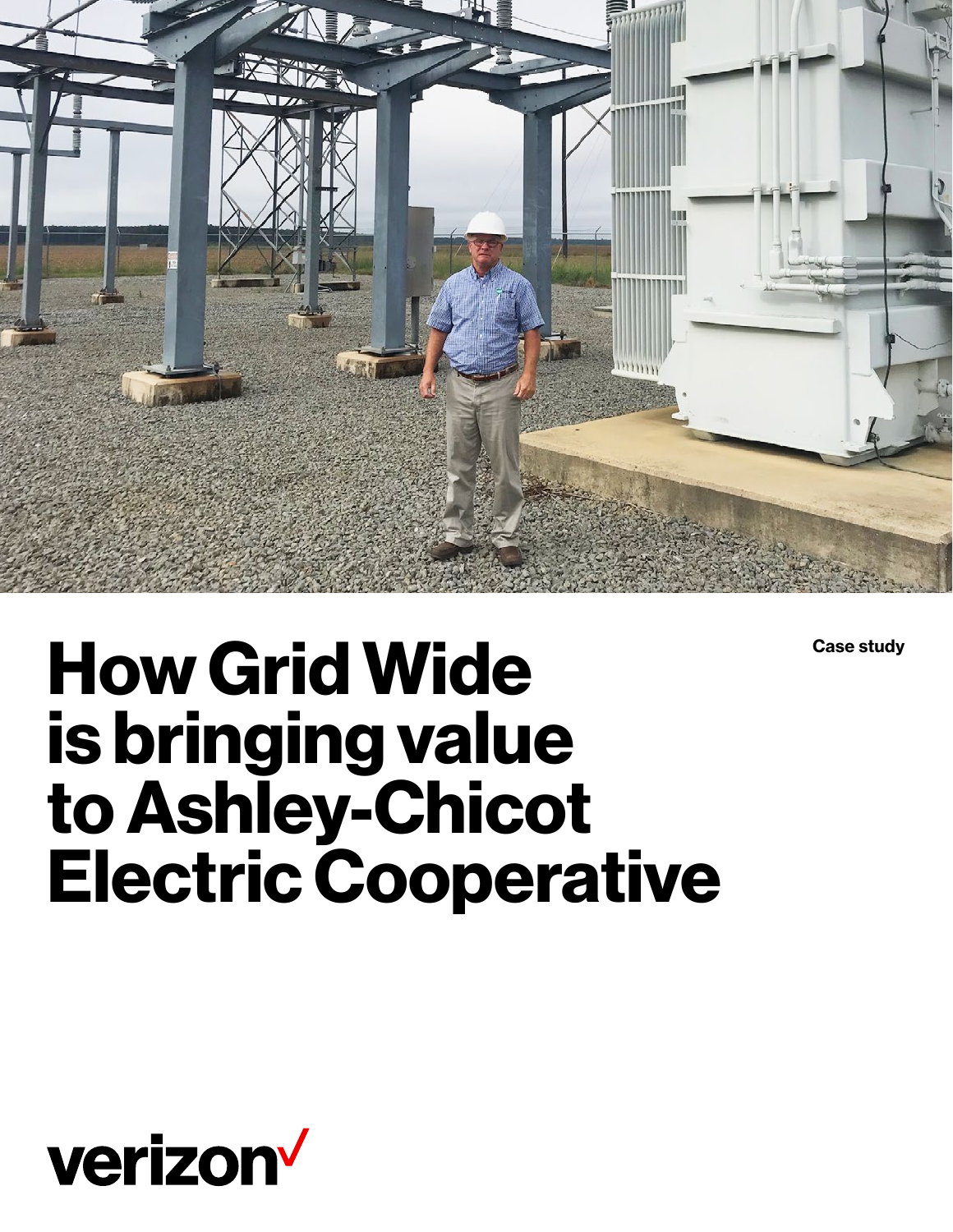Case study

# How Grid Wide is bringing value to Ashley-Chicot Electric Cooperative

verizon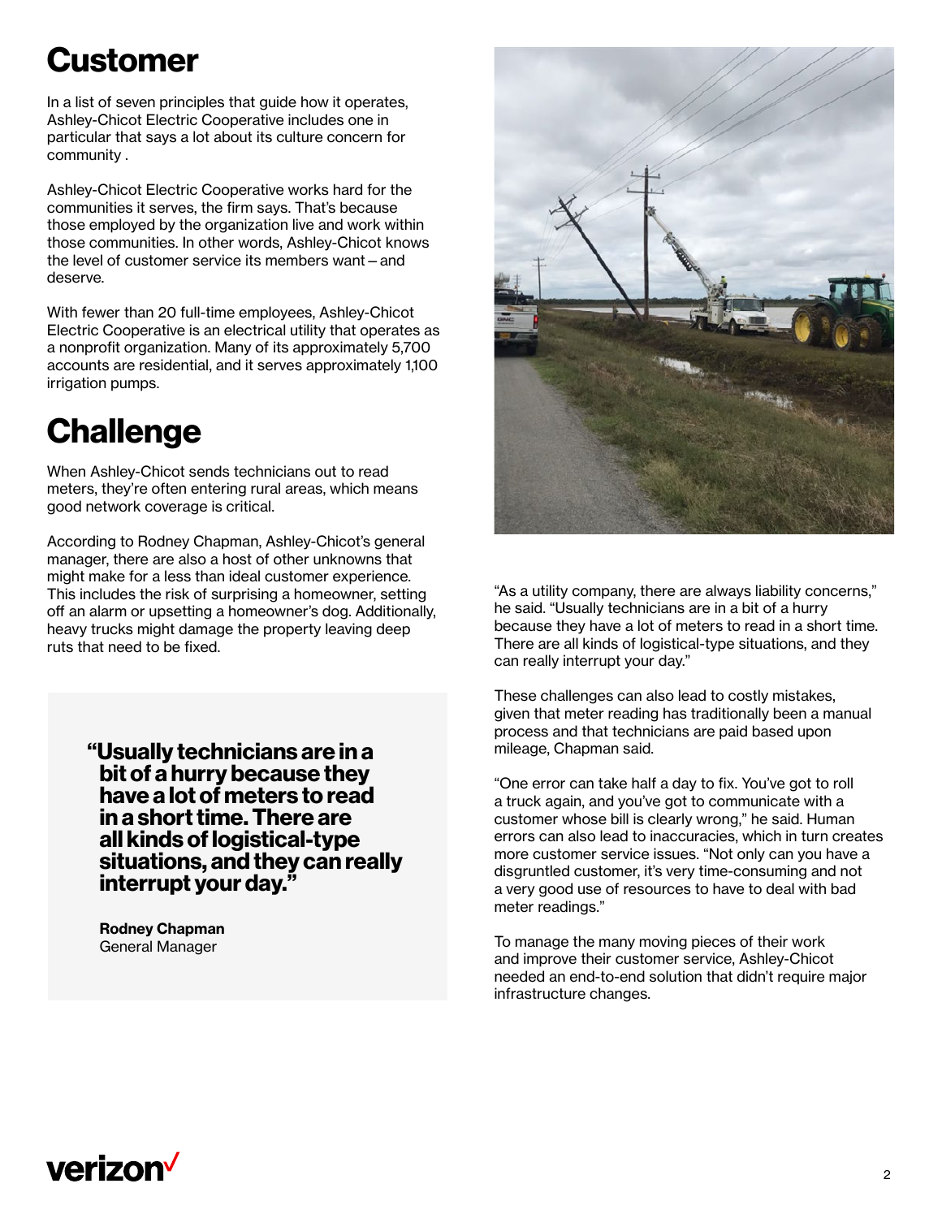# Customer

In a list of seven principles that guide how it operates, Ashley-Chicot Electric Cooperative includes one in particular that says a lot about its culture concern for community .

Ashley-Chicot Electric Cooperative works hard for the communities it serves, the firm says. That's because those employed by the organization live and work within those communities. In other words, Ashley-Chicot knows the level of customer service its members want – and deserve.

With fewer than 20 full-time employees, Ashley-Chicot Electric Cooperative is an electrical utility that operates as a nonprofit organization. Many of its approximately 5,700 accounts are residential, and it serves approximately 1,100 irrigation pumps.

# Challenge

When Ashley-Chicot sends technicians out to read meters, they're often entering rural areas, which means good network coverage is critical.

According to Rodney Chapman, Ashley-Chicot's general manager, there are also a host of other unknowns that might make for a less than ideal customer experience. This includes the risk of surprising a homeowner, setting off an alarm or upsetting a homeowner's dog. Additionally, heavy trucks might damage the property leaving deep ruts that need to be fixed.

> **"Usually technicians are in a bit of a hurry because they have a lot of meters to read in a short time. There are all kinds of logistical-type situations, and they can really interrupt your day."**
>
> **Rodney Chapman**
> General Manager

"As a utility company, there are always liability concerns," he said. "Usually technicians are in a bit of a hurry because they have a lot of meters to read in a short time. There are all kinds of logistical-type situations, and they can really interrupt your day."

These challenges can also lead to costly mistakes, given that meter reading has traditionally been a manual process and that technicians are paid based upon mileage, Chapman said.

"One error can take half a day to fix. You've got to roll a truck again, and you've got to communicate with a customer whose bill is clearly wrong," he said. Human errors can also lead to inaccuracies, which in turn creates more customer service issues. "Not only can you have a disgruntled customer, it's very time-consuming and not a very good use of resources to have to deal with bad meter readings."

To manage the many moving pieces of their work and improve their customer service, Ashley-Chicot needed an end-to-end solution that didn't require major infrastructure changes.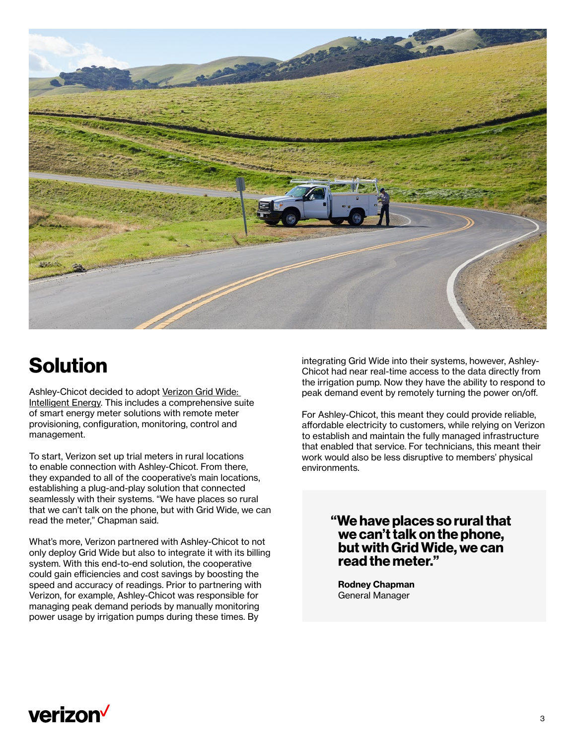# Solution

Ashley-Chicot decided to adopt Verizon Grid Wide: Intelligent Energy. This includes a comprehensive suite of smart energy meter solutions with remote meter provisioning, configuration, monitoring, control and management.

To start, Verizon set up trial meters in rural locations to enable connection with Ashley-Chicot. From there, they expanded to all of the cooperative's main locations, establishing a plug-and-play solution that connected seamlessly with their systems. "We have places so rural that we can't talk on the phone, but with Grid Wide, we can read the meter," Chapman said.

What's more, Verizon partnered with Ashley-Chicot to not only deploy Grid Wide but also to integrate it with its billing system. With this end-to-end solution, the cooperative could gain efficiencies and cost savings by boosting the speed and accuracy of readings. Prior to partnering with Verizon, for example, Ashley-Chicot was responsible for managing peak demand periods by manually monitoring power usage by irrigation pumps during these times. By integrating Grid Wide into their systems, however, Ashley-Chicot had near real-time access to the data directly from the irrigation pump. Now they have the ability to respond to peak demand event by remotely turning the power on/off.

For Ashley-Chicot, this meant they could provide reliable, affordable electricity to customers, while relying on Verizon to establish and maintain the fully managed infrastructure that enabled that service. For technicians, this meant their work would also be less disruptive to members' physical environments.

> **"We have places so rural that we can't talk on the phone, but with Grid Wide, we can read the meter."**
>
> **Rodney Chapman**
> General Manager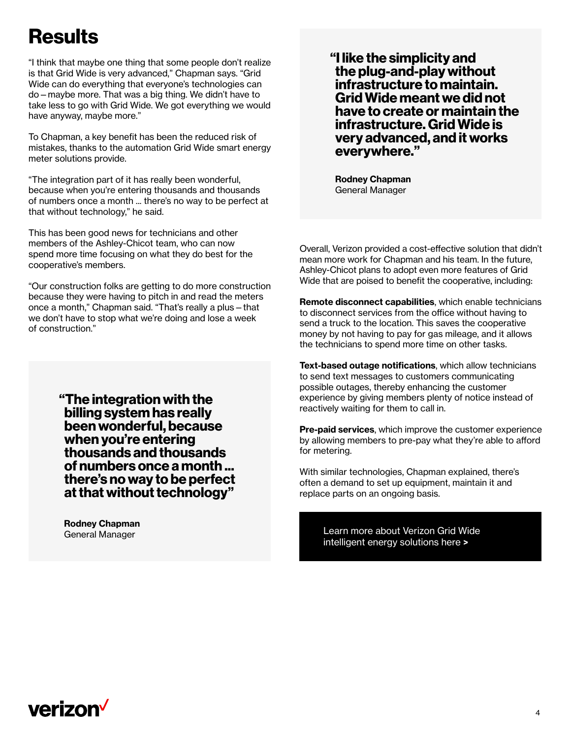# Results

"I think that maybe one thing that some people don't realize is that Grid Wide is very advanced," Chapman says. "Grid Wide can do everything that everyone's technologies can do – maybe more. That was a big thing. We didn't have to take less to go with Grid Wide. We got everything we would have anyway, maybe more."

To Chapman, a key benefit has been the reduced risk of mistakes, thanks to the automation Grid Wide smart energy meter solutions provide.

"The integration part of it has really been wonderful, because when you're entering thousands and thousands of numbers once a month ... there's no way to be perfect at that without technology," he said.

This has been good news for technicians and other members of the Ashley-Chicot team, who can now spend more time focusing on what they do best for the cooperative's members.

"Our construction folks are getting to do more construction because they were having to pitch in and read the meters once a month," Chapman said. "That's really a plus – that we don't have to stop what we're doing and lose a week of construction."

> **"The integration with the billing system has really been wonderful, because when you're entering thousands and thousands of numbers once a month ... there's no way to be perfect at that without technology"**
>
> **Rodney Chapman**
> General Manager

> **"I like the simplicity and the plug-and-play without infrastructure to maintain. Grid Wide meant we did not have to create or maintain the infrastructure. Grid Wide is very advanced, and it works everywhere."**
>
> **Rodney Chapman**
> General Manager

Overall, Verizon provided a cost-effective solution that didn't mean more work for Chapman and his team. In the future, Ashley-Chicot plans to adopt even more features of Grid Wide that are poised to benefit the cooperative, including:

**Remote disconnect capabilities**, which enable technicians to disconnect services from the office without having to send a truck to the location. This saves the cooperative money by not having to pay for gas mileage, and it allows the technicians to spend more time on other tasks.

**Text-based outage notifications**, which allow technicians to send text messages to customers communicating possible outages, thereby enhancing the customer experience by giving members plenty of notice instead of reactively waiting for them to call in.

**Pre-paid services**, which improve the customer experience by allowing members to pre-pay what they're able to afford for metering.

With similar technologies, Chapman explained, there's often a demand to set up equipment, maintain it and replace parts on an ongoing basis.

Learn more about Verizon Grid Wide intelligent energy solutions here **>**